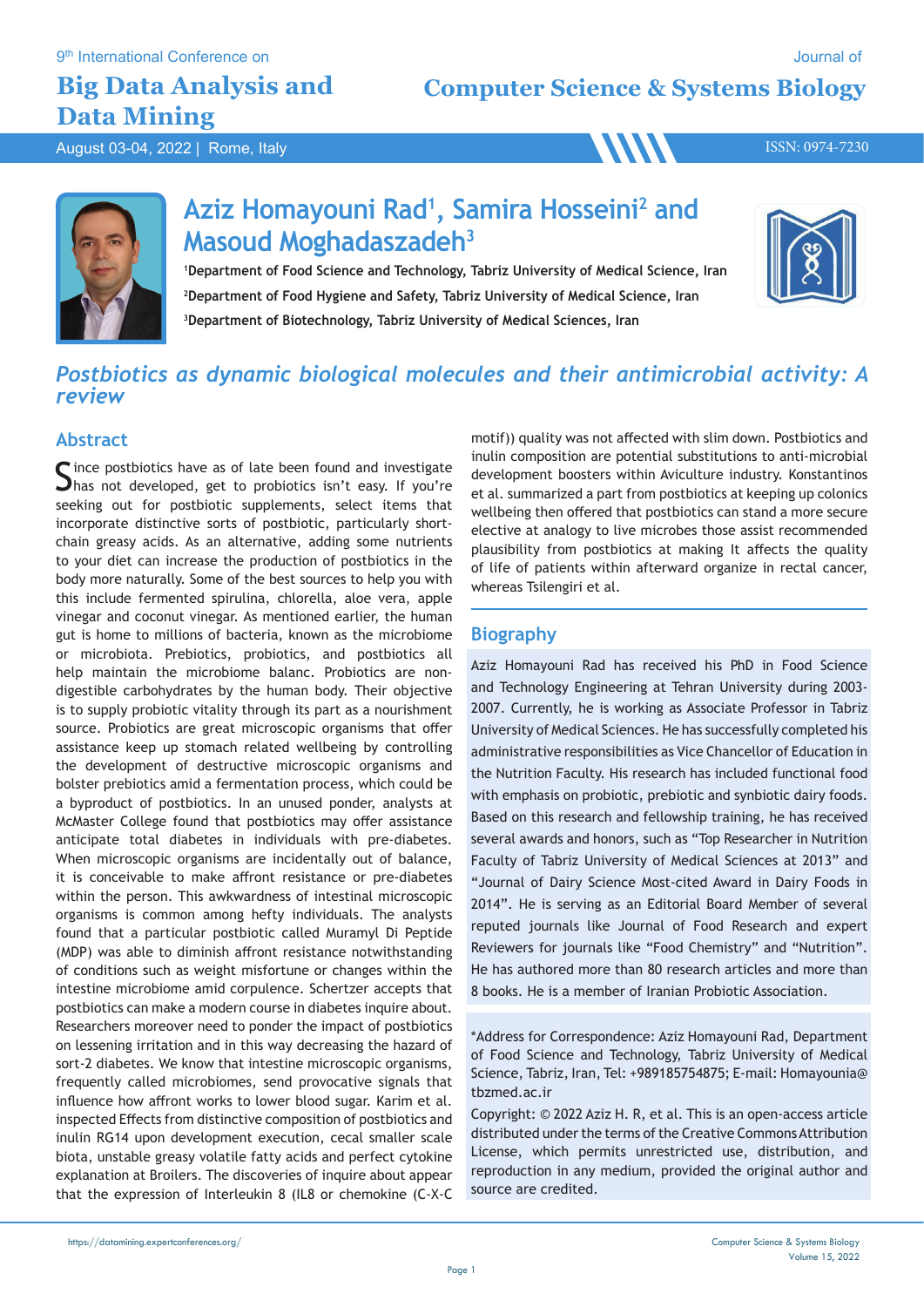9th International Conference on

# Big Data Analysis and Data Mining

August 03-04, 2022 | Rome, Italy

Journal of

# Computer Science & Systems Biology

ISSN: 0974-7230

## Aziz Homayouni Rad[1], Samira Hosseini[2] and Masoud Moghadaszadeh[3]

**[1]Department of Food Science and Technology, Tabriz University of Medical Science, Iran**
**[2]Department of Food Hygiene and Safety, Tabriz University of Medical Science, Iran**
**[3]Department of Biotechnology, Tabriz University of Medical Sciences, Iran**

## *Postbiotics as dynamic biological molecules and their antimicrobial activity: A review*

### Abstract

Since postbiotics have as of late been found and investigate has not developed, get to probiotics isn't easy. If you're seeking out for postbiotic supplements, select items that incorporate distinctive sorts of postbiotic, particularly short-chain greasy acids. As an alternative, adding some nutrients to your diet can increase the production of postbiotics in the body more naturally. Some of the best sources to help you with this include fermented spirulina, chlorella, aloe vera, apple vinegar and coconut vinegar. As mentioned earlier, the human gut is home to millions of bacteria, known as the microbiome or microbiota. Prebiotics, probiotics, and postbiotics all help maintain the microbiome balanc. Probiotics are non-digestible carbohydrates by the human body. Their objective is to supply probiotic vitality through its part as a nourishment source. Probiotics are great microscopic organisms that offer assistance keep up stomach related wellbeing by controlling the development of destructive microscopic organisms and bolster prebiotics amid a fermentation process, which could be a byproduct of postbiotics. In an unused ponder, analysts at McMaster College found that postbiotics may offer assistance anticipate total diabetes in individuals with pre-diabetes. When microscopic organisms are incidentally out of balance, it is conceivable to make affront resistance or pre-diabetes within the person. This awkwardness of intestinal microscopic organisms is common among hefty individuals. The analysts found that a particular postbiotic called Muramyl Di Peptide (MDP) was able to diminish affront resistance notwithstanding of conditions such as weight misfortune or changes within the intestine microbiome amid corpulence. Schertzer accepts that postbiotics can make a modern course in diabetes inquire about. Researchers moreover need to ponder the impact of postbiotics on lessening irritation and in this way decreasing the hazard of sort-2 diabetes. We know that intestine microscopic organisms, frequently called microbiomes, send provocative signals that influence how affront works to lower blood sugar. Karim et al. inspected Effects from distinctive composition of postbiotics and inulin RG14 upon development execution, cecal smaller scale biota, unstable greasy volatile fatty acids and perfect cytokine explanation at Broilers. The discoveries of inquire about appear that the expression of Interleukin 8 (IL8 or chemokine (C-X-C motif)) quality was not affected with slim down. Postbiotics and inulin composition are potential substitutions to anti-microbial development boosters within Aviculture industry. Konstantinos et al. summarized a part from postbiotics at keeping up colonics wellbeing then offered that postbiotics can stand a more secure elective at analogy to live microbes those assist recommended plausibility from postbiotics at making It affects the quality of life of patients within afterward organize in rectal cancer, whereas Tsilengiri et al.

### Biography

Aziz Homayouni Rad has received his PhD in Food Science and Technology Engineering at Tehran University during 2003-2007. Currently, he is working as Associate Professor in Tabriz University of Medical Sciences. He has successfully completed his administrative responsibilities as Vice Chancellor of Education in the Nutrition Faculty. His research has included functional food with emphasis on probiotic, prebiotic and synbiotic dairy foods. Based on this research and fellowship training, he has received several awards and honors, such as "Top Researcher in Nutrition Faculty of Tabriz University of Medical Sciences at 2013" and "Journal of Dairy Science Most-cited Award in Dairy Foods in 2014". He is serving as an Editorial Board Member of several reputed journals like Journal of Food Research and expert Reviewers for journals like "Food Chemistry" and "Nutrition". He has authored more than 80 research articles and more than 8 books. He is a member of Iranian Probiotic Association.

*Address for Correspondence: Aziz Homayouni Rad, Department of Food Science and Technology, Tabriz University of Medical Science, Tabriz, Iran, Tel: +989185754875; E-mail: Homayounia@tbzmed.ac.ir

Copyright: © 2022 Aziz H. R, et al. This is an open-access article distributed under the terms of the Creative Commons Attribution License, which permits unrestricted use, distribution, and reproduction in any medium, provided the original author and source are credited.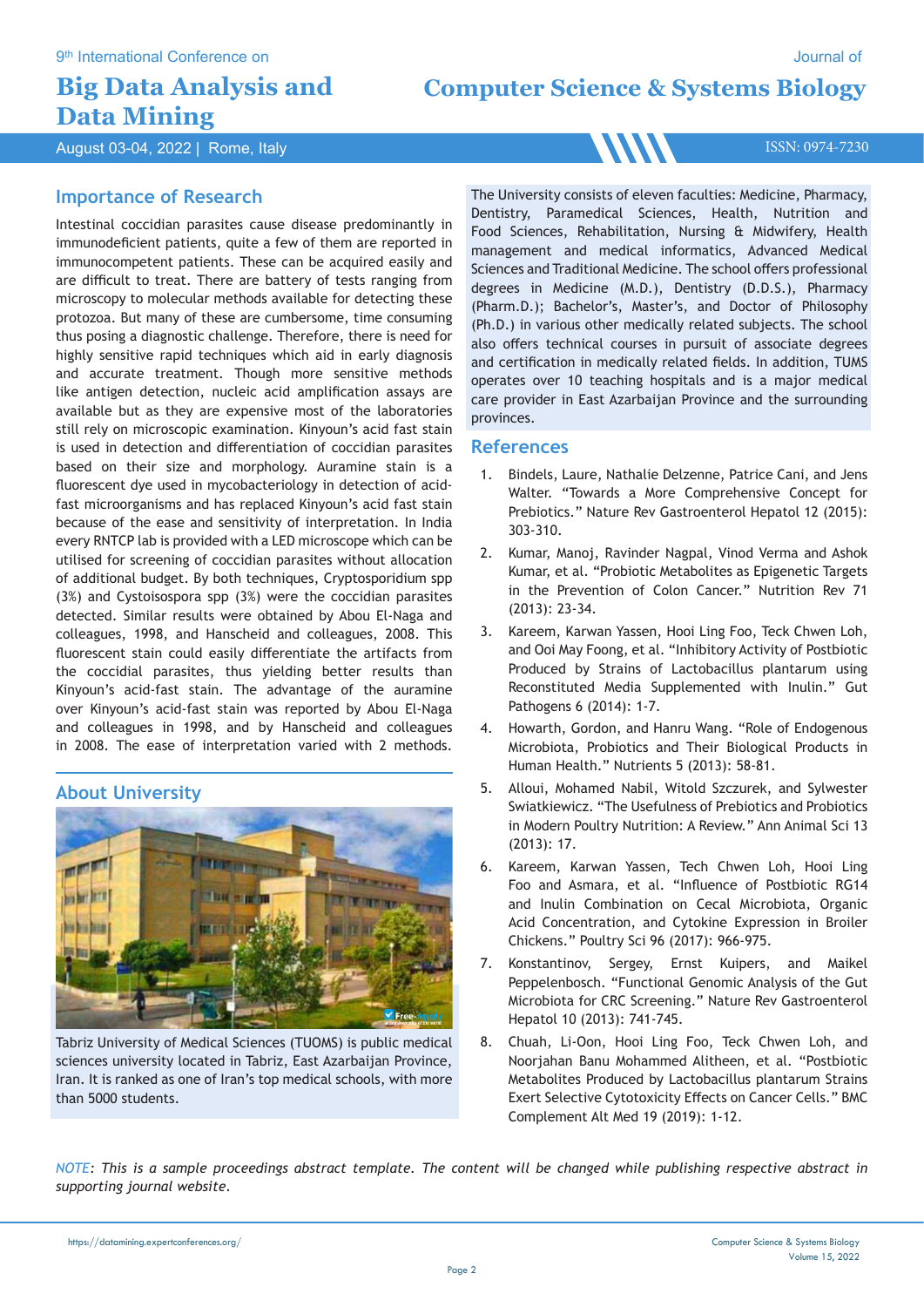## Importance of Research

Intestinal coccidian parasites cause disease predominantly in immunodeficient patients, quite a few of them are reported in immunocompetent patients. These can be acquired easily and are difficult to treat. There are battery of tests ranging from microscopy to molecular methods available for detecting these protozoa. But many of these are cumbersome, time consuming thus posing a diagnostic challenge. Therefore, there is need for highly sensitive rapid techniques which aid in early diagnosis and accurate treatment. Though more sensitive methods like antigen detection, nucleic acid amplification assays are available but as they are expensive most of the laboratories still rely on microscopic examination. Kinyoun's acid fast stain is used in detection and differentiation of coccidian parasites based on their size and morphology. Auramine stain is a fluorescent dye used in mycobacteriology in detection of acid-fast microorganisms and has replaced Kinyoun's acid fast stain because of the ease and sensitivity of interpretation. In India every RNTCP lab is provided with a LED microscope which can be utilised for screening of coccidian parasites without allocation of additional budget. By both techniques, Cryptosporidium spp (3%) and Cystoisospora spp (3%) were the coccidian parasites detected. Similar results were obtained by Abou El-Naga and colleagues, 1998, and Hanscheid and colleagues, 2008. This fluorescent stain could easily differentiate the artifacts from the coccidial parasites, thus yielding better results than Kinyoun's acid-fast stain. The advantage of the auramine over Kinyoun's acid-fast stain was reported by Abou El-Naga and colleagues in 1998, and by Hanscheid and colleagues in 2008. The ease of interpretation varied with 2 methods.

## About University

Tabriz University of Medical Sciences (TUOMS) is public medical sciences university located in Tabriz, East Azarbaijan Province, Iran. It is ranked as one of Iran's top medical schools, with more than 5000 students.

The University consists of eleven faculties: Medicine, Pharmacy, Dentistry, Paramedical Sciences, Health, Nutrition and Food Sciences, Rehabilitation, Nursing & Midwifery, Health management and medical informatics, Advanced Medical Sciences and Traditional Medicine. The school offers professional degrees in Medicine (M.D.), Dentistry (D.D.S.), Pharmacy (Pharm.D.); Bachelor's, Master's, and Doctor of Philosophy (Ph.D.) in various other medically related subjects. The school also offers technical courses in pursuit of associate degrees and certification in medically related fields. In addition, TUMS operates over 10 teaching hospitals and is a major medical care provider in East Azarbaijan Province and the surrounding provinces.

## References

1. Bindels, Laure, Nathalie Delzenne, Patrice Cani, and Jens Walter. "Towards a More Comprehensive Concept for Prebiotics." Nature Rev Gastroenterol Hepatol 12 (2015): 303-310.
2. Kumar, Manoj, Ravinder Nagpal, Vinod Verma and Ashok Kumar, et al. "Probiotic Metabolites as Epigenetic Targets in the Prevention of Colon Cancer." Nutrition Rev 71 (2013): 23-34.
3. Kareem, Karwan Yassen, Hooi Ling Foo, Teck Chwen Loh, and Ooi May Foong, et al. "Inhibitory Activity of Postbiotic Produced by Strains of Lactobacillus plantarum using Reconstituted Media Supplemented with Inulin." Gut Pathogens 6 (2014): 1-7.
4. Howarth, Gordon, and Hanru Wang. "Role of Endogenous Microbiota, Probiotics and Their Biological Products in Human Health." Nutrients 5 (2013): 58-81.
5. Alloui, Mohamed Nabil, Witold Szczurek, and Sylwester Swiatkiewicz. "The Usefulness of Prebiotics and Probiotics in Modern Poultry Nutrition: A Review." Ann Animal Sci 13 (2013): 17.
6. Kareem, Karwan Yassen, Tech Chwen Loh, Hooi Ling Foo and Asmara, et al. "Influence of Postbiotic RG14 and Inulin Combination on Cecal Microbiota, Organic Acid Concentration, and Cytokine Expression in Broiler Chickens." Poultry Sci 96 (2017): 966-975.
7. Konstantinov, Sergey, Ernst Kuipers, and Maikel Peppelenbosch. "Functional Genomic Analysis of the Gut Microbiota for CRC Screening." Nature Rev Gastroenterol Hepatol 10 (2013): 741-745.
8. Chuah, Li-Oon, Hooi Ling Foo, Teck Chwen Loh, and Noorjahan Banu Mohammed Alitheen, et al. "Postbiotic Metabolites Produced by Lactobacillus plantarum Strains Exert Selective Cytotoxicity Effects on Cancer Cells." BMC Complement Alt Med 19 (2019): 1-12.

*NOTE: This is a sample proceedings abstract template. The content will be changed while publishing respective abstract in supporting journal website.*